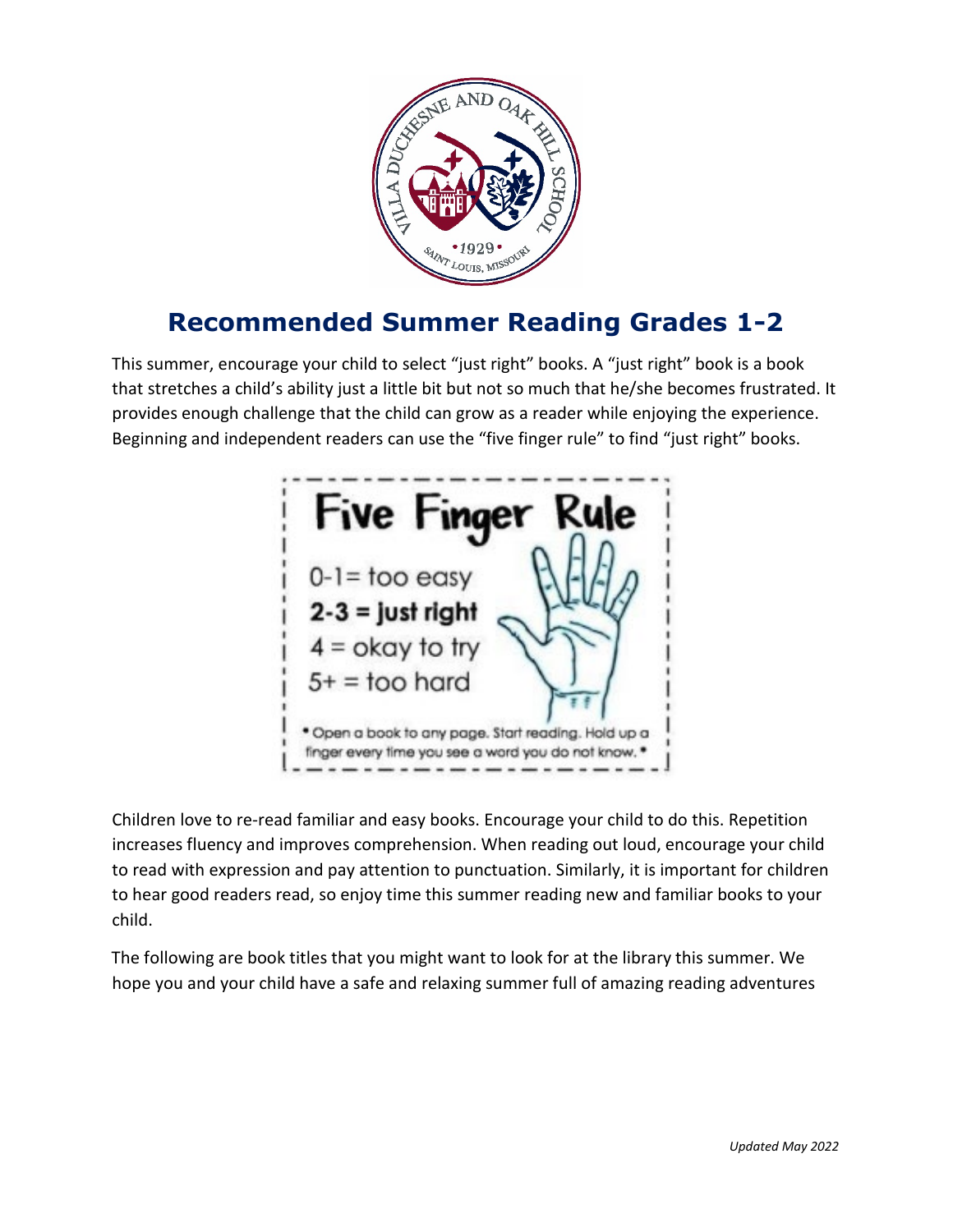# Recommended Summer Reading Grades 1-2

This summer, encourage your child to select "just right" books. A "just right" book is a book that stretches a child's ability just a little bit but not so much that he/she becomes frustrated. It provides enough challenge that the child can grow as a reader while enjoying the experience. Beginning and independent readers can use the "five finger rule" to find "just right" books.

**Five Finger Rule**

0-1= too easy
**2-3 = just right**
4 = okay to try
5+ = too hard

• Open a book to any page. Start reading. Hold up a finger every time you see a word you do not know. •

Children love to re-read familiar and easy books. Encourage your child to do this. Repetition increases fluency and improves comprehension. When reading out loud, encourage your child to read with expression and pay attention to punctuation. Similarly, it is important for children to hear good readers read, so enjoy time this summer reading new and familiar books to your child.

The following are book titles that you might want to look for at the library this summer. We hope you and your child have a safe and relaxing summer full of amazing reading adventures

*Updated May 2022*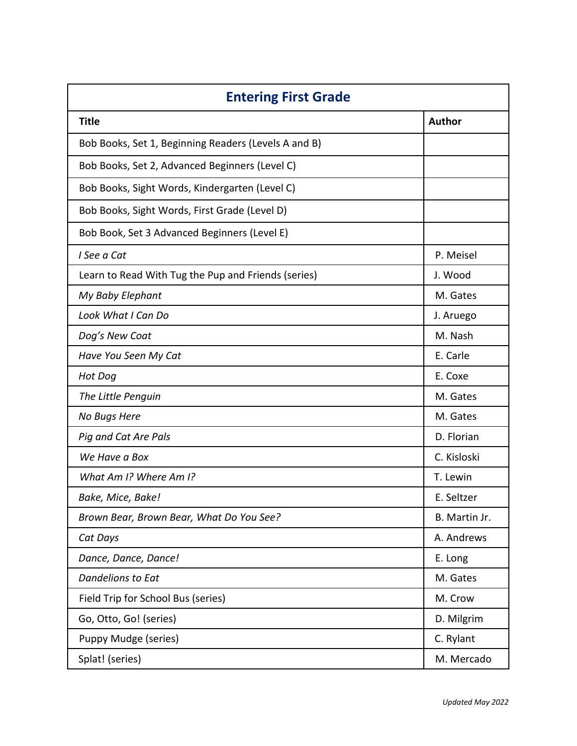| Entering First Grade | |
|---|---|
| **Title** | **Author** |
| Bob Books, Set 1, Beginning Readers (Levels A and B) | |
| Bob Books, Set 2, Advanced Beginners (Level C) | |
| Bob Books, Sight Words, Kindergarten (Level C) | |
| Bob Books, Sight Words, First Grade (Level D) | |
| Bob Book, Set 3 Advanced Beginners (Level E) | |
| *I See a Cat* | P. Meisel |
| Learn to Read With Tug the Pup and Friends (series) | J. Wood |
| *My Baby Elephant* | M. Gates |
| *Look What I Can Do* | J. Aruego |
| *Dog's New Coat* | M. Nash |
| *Have You Seen My Cat* | E. Carle |
| *Hot Dog* | E. Coxe |
| *The Little Penguin* | M. Gates |
| *No Bugs Here* | M. Gates |
| *Pig and Cat Are Pals* | D. Florian |
| *We Have a Box* | C. Kisloski |
| *What Am I? Where Am I?* | T. Lewin |
| *Bake, Mice, Bake!* | E. Seltzer |
| *Brown Bear, Brown Bear, What Do You See?* | B. Martin Jr. |
| *Cat Days* | A. Andrews |
| *Dance, Dance, Dance!* | E. Long |
| *Dandelions to Eat* | M. Gates |
| Field Trip for School Bus (series) | M. Crow |
| Go, Otto, Go! (series) | D. Milgrim |
| Puppy Mudge (series) | C. Rylant |
| Splat! (series) | M. Mercado |

*Updated May 2022*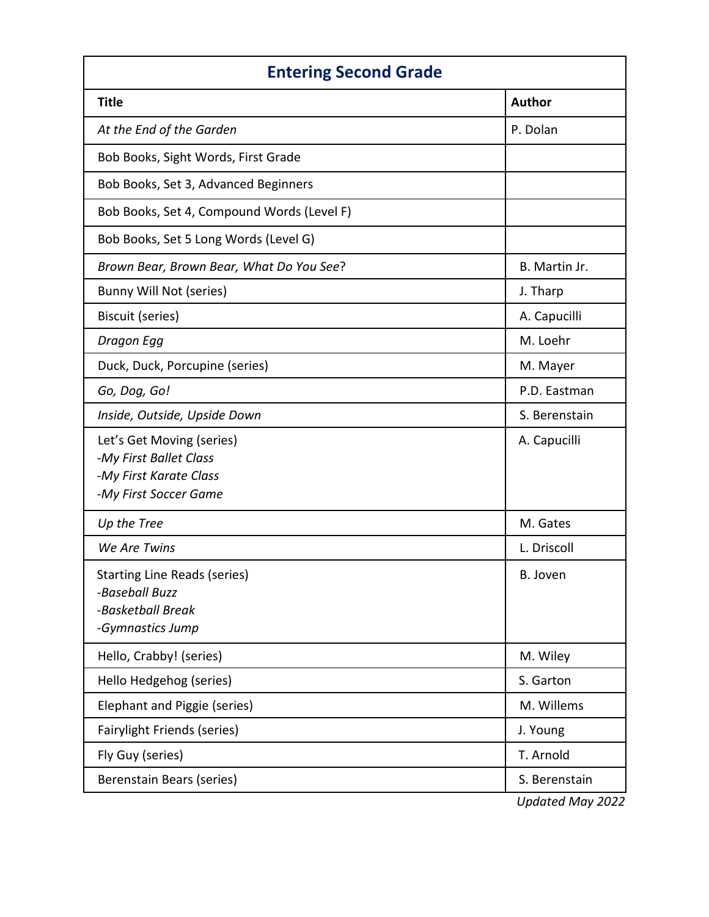| Entering Second Grade | |
|---|---|
| **Title** | **Author** |
| *At the End of the Garden* | P. Dolan |
| Bob Books, Sight Words, First Grade | |
| Bob Books, Set 3, Advanced Beginners | |
| Bob Books, Set 4, Compound Words (Level F) | |
| Bob Books, Set 5 Long Words (Level G) | |
| *Brown Bear, Brown Bear, What Do You See*? | B. Martin Jr. |
| Bunny Will Not (series) | J. Tharp |
| Biscuit (series) | A. Capucilli |
| *Dragon Egg* | M. Loehr |
| Duck, Duck, Porcupine (series) | M. Mayer |
| *Go, Dog, Go!* | P.D. Eastman |
| *Inside, Outside, Upside Down* | S. Berenstain |
| Let's Get Moving (series)<br>-*My First Ballet Class*<br>-*My First Karate Class*<br>-*My First Soccer Game* | A. Capucilli |
| *Up the Tree* | M. Gates |
| *We Are Twins* | L. Driscoll |
| Starting Line Reads (series)<br>-*Baseball Buzz*<br>-*Basketball Break*<br>-*Gymnastics Jump* | B. Joven |
| Hello, Crabby! (series) | M. Wiley |
| Hello Hedgehog (series) | S. Garton |
| Elephant and Piggie (series) | M. Willems |
| Fairylight Friends (series) | J. Young |
| Fly Guy (series) | T. Arnold |
| Berenstain Bears (series) | S. Berenstain |

*Updated May 2022*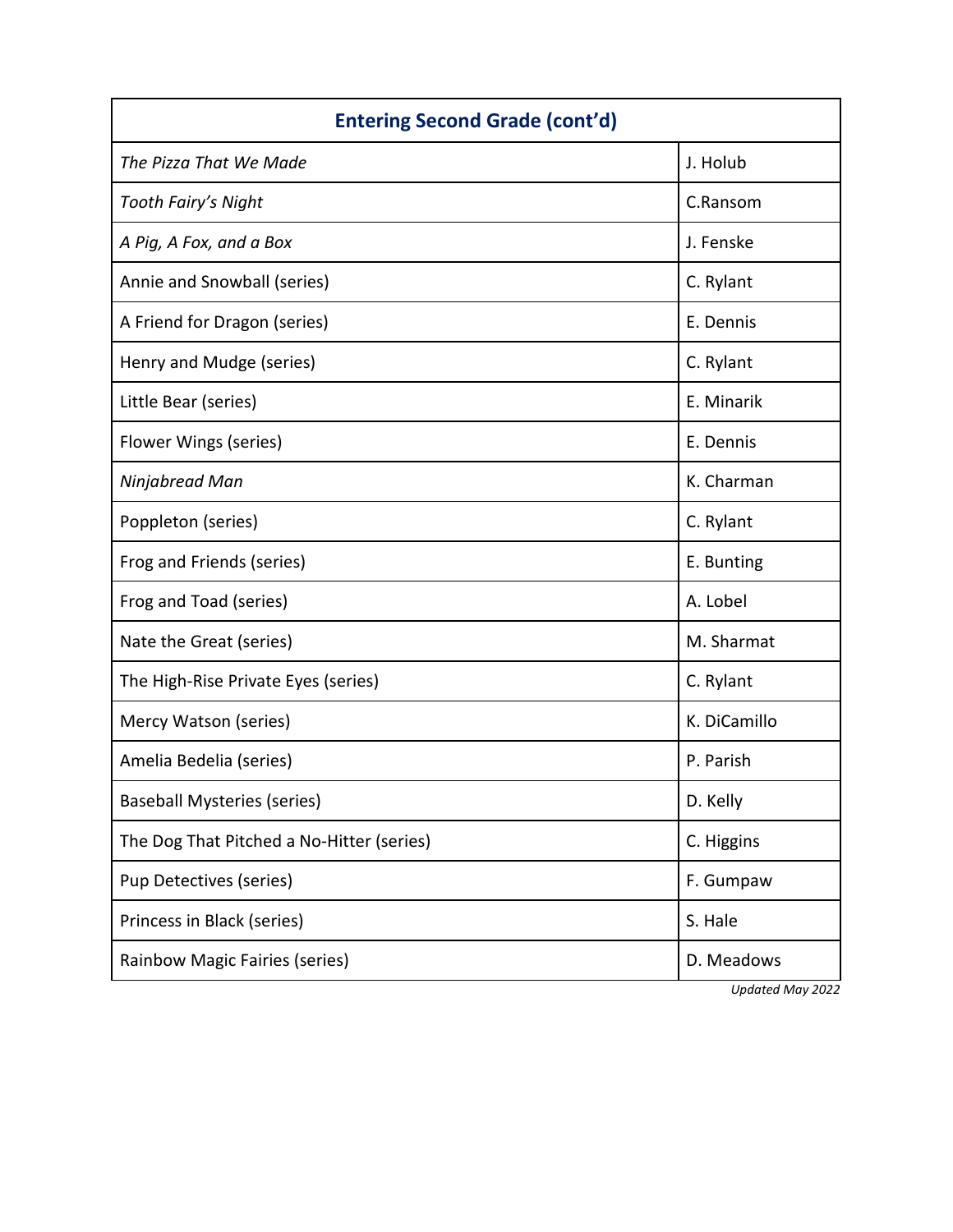| Entering Second Grade (cont'd) | |
|---|---|
| *The Pizza That We Made* | J. Holub |
| *Tooth Fairy's Night* | C.Ransom |
| *A Pig, A Fox, and a Box* | J. Fenske |
| Annie and Snowball (series) | C. Rylant |
| A Friend for Dragon (series) | E. Dennis |
| Henry and Mudge (series) | C. Rylant |
| Little Bear (series) | E. Minarik |
| Flower Wings (series) | E. Dennis |
| *Ninjabread Man* | K. Charman |
| Poppleton (series) | C. Rylant |
| Frog and Friends (series) | E. Bunting |
| Frog and Toad (series) | A. Lobel |
| Nate the Great (series) | M. Sharmat |
| The High-Rise Private Eyes (series) | C. Rylant |
| Mercy Watson (series) | K. DiCamillo |
| Amelia Bedelia (series) | P. Parish |
| Baseball Mysteries (series) | D. Kelly |
| The Dog That Pitched a No-Hitter (series) | C. Higgins |
| Pup Detectives (series) | F. Gumpaw |
| Princess in Black (series) | S. Hale |
| Rainbow Magic Fairies (series) | D. Meadows |

*Updated May 2022*